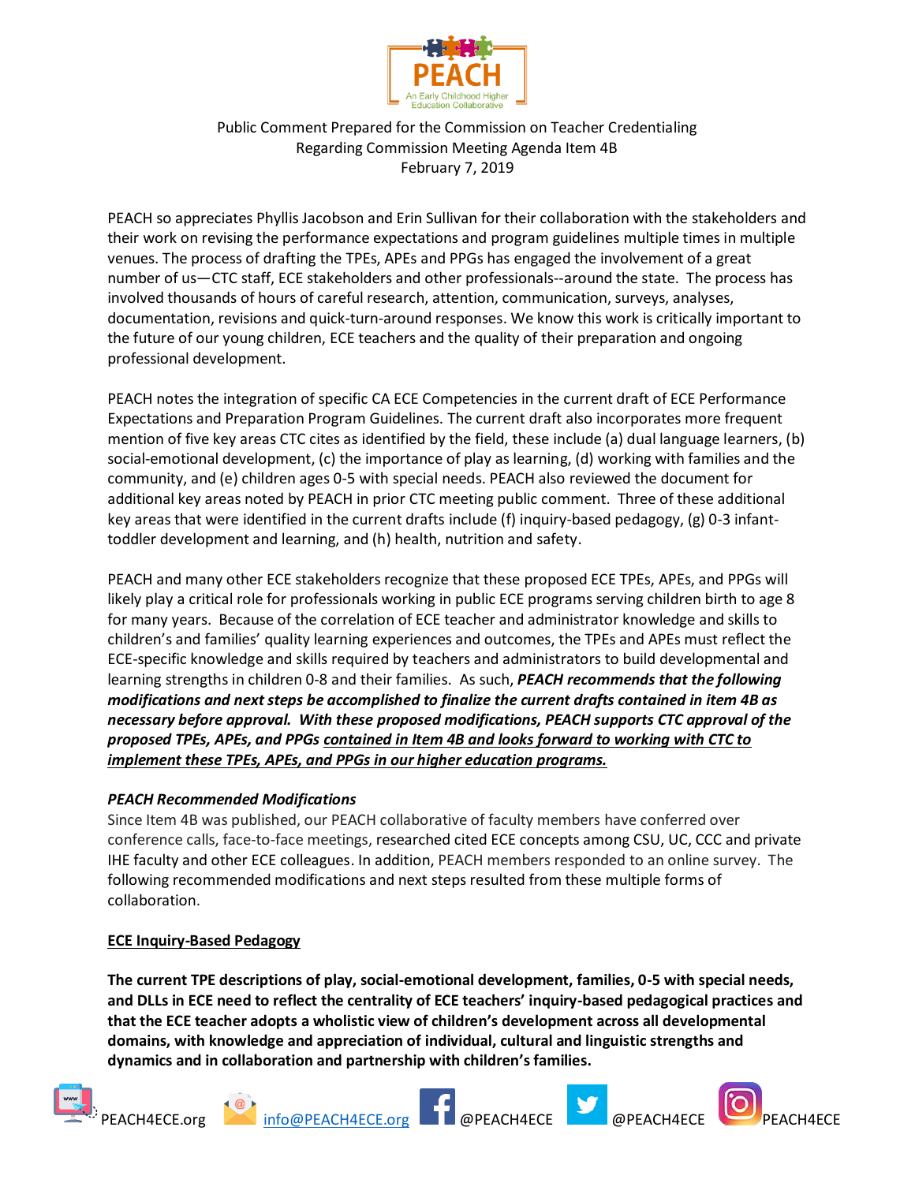PEACH

An Early Childhood Higher Education Collaborative

Public Comment Prepared for the Commission on Teacher Credentialing
Regarding Commission Meeting Agenda Item 4B
February 7, 2019

PEACH so appreciates Phyllis Jacobson and Erin Sullivan for their collaboration with the stakeholders and their work on revising the performance expectations and program guidelines multiple times in multiple venues. The process of drafting the TPEs, APEs and PPGs has engaged the involvement of a great number of us—CTC staff, ECE stakeholders and other professionals--around the state. The process has involved thousands of hours of careful research, attention, communication, surveys, analyses, documentation, revisions and quick-turn-around responses. We know this work is critically important to the future of our young children, ECE teachers and the quality of their preparation and ongoing professional development.

PEACH notes the integration of specific CA ECE Competencies in the current draft of ECE Performance Expectations and Preparation Program Guidelines. The current draft also incorporates more frequent mention of five key areas CTC cites as identified by the field, these include (a) dual language learners, (b) social-emotional development, (c) the importance of play as learning, (d) working with families and the community, and (e) children ages 0-5 with special needs. PEACH also reviewed the document for additional key areas noted by PEACH in prior CTC meeting public comment. Three of these additional key areas that were identified in the current drafts include (f) inquiry-based pedagogy, (g) 0-3 infant-toddler development and learning, and (h) health, nutrition and safety.

PEACH and many other ECE stakeholders recognize that these proposed ECE TPEs, APEs, and PPGs will likely play a critical role for professionals working in public ECE programs serving children birth to age 8 for many years. Because of the correlation of ECE teacher and administrator knowledge and skills to children's and families' quality learning experiences and outcomes, the TPEs and APEs must reflect the ECE-specific knowledge and skills required by teachers and administrators to build developmental and learning strengths in children 0-8 and their families. As such, ***PEACH recommends that the following modifications and next steps be accomplished to finalize the current drafts contained in item 4B as necessary before approval. With these proposed modifications, PEACH supports CTC approval of the proposed TPEs, APEs, and PPGs contained in Item 4B and looks forward to working with CTC to implement these TPEs, APEs, and PPGs in our higher education programs.***

***PEACH Recommended Modifications***

Since Item 4B was published, our PEACH collaborative of faculty members have conferred over conference calls, face-to-face meetings, researched cited ECE concepts among CSU, UC, CCC and private IHE faculty and other ECE colleagues. In addition, PEACH members responded to an online survey. The following recommended modifications and next steps resulted from these multiple forms of collaboration.

**ECE Inquiry-Based Pedagogy**

**The current TPE descriptions of play, social-emotional development, families, 0-5 with special needs, and DLLs in ECE need to reflect the centrality of ECE teachers' inquiry-based pedagogical practices and that the ECE teacher adopts a wholistic view of children's development across all developmental domains, with knowledge and appreciation of individual, cultural and linguistic strengths and dynamics and in collaboration and partnership with children's families.**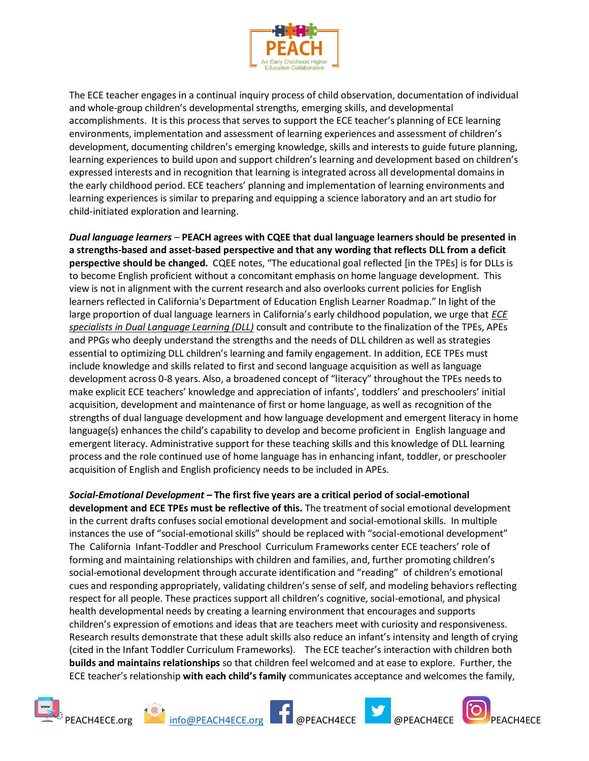The ECE teacher engages in a continual inquiry process of child observation, documentation of individual and whole-group children's developmental strengths, emerging skills, and developmental accomplishments. It is this process that serves to support the ECE teacher's planning of ECE learning environments, implementation and assessment of learning experiences and assessment of children's development, documenting children's emerging knowledge, skills and interests to guide future planning, learning experiences to build upon and support children's learning and development based on children's expressed interests and in recognition that learning is integrated across all developmental domains in the early childhood period. ECE teachers' planning and implementation of learning environments and learning experiences is similar to preparing and equipping a science laboratory and an art studio for child-initiated exploration and learning.

***Dual language learners*** – **PEACH agrees with CQEE that dual language learners should be presented in a strengths-based and asset-based perspective and that any wording that reflects DLL from a deficit perspective should be changed.** CQEE notes, "The educational goal reflected [in the TPEs] is for DLLs is to become English proficient without a concomitant emphasis on home language development. This view is not in alignment with the current research and also overlooks current policies for English learners reflected in California's Department of Education English Learner Roadmap." In light of the large proportion of dual language learners in California's early childhood population, we urge that *ECE specialists in Dual Language Learning (DLL)* consult and contribute to the finalization of the TPEs, APEs and PPGs who deeply understand the strengths and the needs of DLL children as well as strategies essential to optimizing DLL children's learning and family engagement. In addition, ECE TPEs must include knowledge and skills related to first and second language acquisition as well as language development across 0-8 years. Also, a broadened concept of "literacy" throughout the TPEs needs to make explicit ECE teachers' knowledge and appreciation of infants', toddlers' and preschoolers' initial acquisition, development and maintenance of first or home language, as well as recognition of the strengths of dual language development and how language development and emergent literacy in home language(s) enhances the child's capability to develop and become proficient in English language and emergent literacy. Administrative support for these teaching skills and this knowledge of DLL learning process and the role continued use of home language has in enhancing infant, toddler, or preschooler acquisition of English and English proficiency needs to be included in APEs.

***Social-Emotional Development*** **– The first five years are a critical period of social-emotional development and ECE TPEs must be reflective of this.** The treatment of social emotional development in the current drafts confuses social emotional development and social-emotional skills. In multiple instances the use of "social-emotional skills" should be replaced with "social-emotional development" The California Infant-Toddler and Preschool Curriculum Frameworks center ECE teachers' role of forming and maintaining relationships with children and families, and, further promoting children's social-emotional development through accurate identification and "reading" of children's emotional cues and responding appropriately, validating children's sense of self, and modeling behaviors reflecting respect for all people. These practices support all children's cognitive, social-emotional, and physical health developmental needs by creating a learning environment that encourages and supports children's expression of emotions and ideas that are teachers meet with curiosity and responsiveness. Research results demonstrate that these adult skills also reduce an infant's intensity and length of crying (cited in the Infant Toddler Curriculum Frameworks). The ECE teacher's interaction with children both **builds and maintains relationships** so that children feel welcomed and at ease to explore. Further, the ECE teacher's relationship **with each child's family** communicates acceptance and welcomes the family,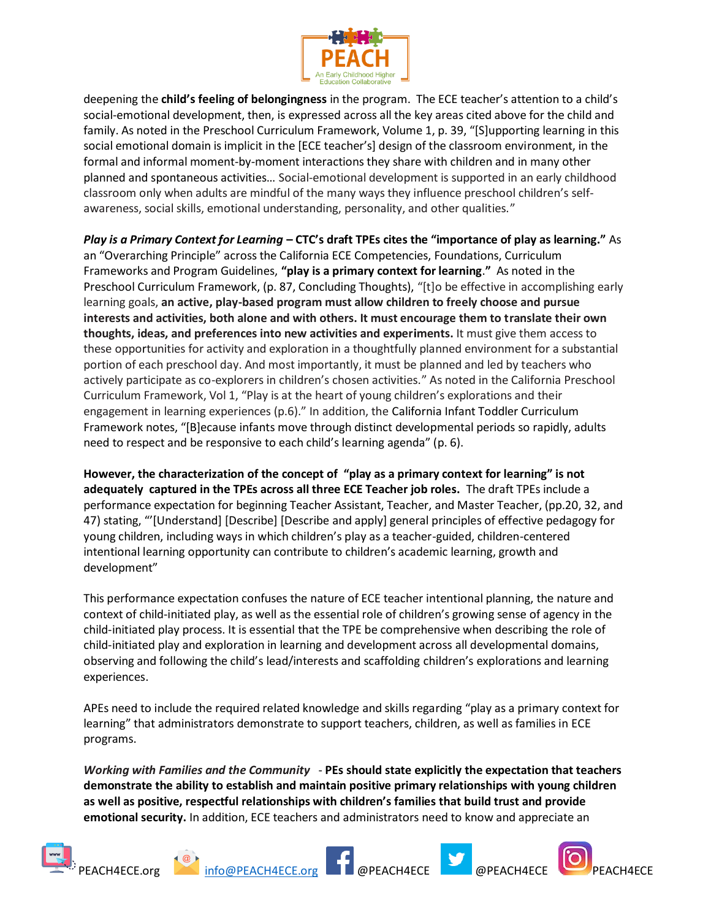deepening the **child's feeling of belongingness** in the program. The ECE teacher's attention to a child's social-emotional development, then, is expressed across all the key areas cited above for the child and family. As noted in the Preschool Curriculum Framework, Volume 1, p. 39, "[S]upporting learning in this social emotional domain is implicit in the [ECE teacher's] design of the classroom environment, in the formal and informal moment-by-moment interactions they share with children and in many other planned and spontaneous activities… Social-emotional development is supported in an early childhood classroom only when adults are mindful of the many ways they influence preschool children's self-awareness, social skills, emotional understanding, personality, and other qualities."

***Play is a Primary Context for Learning*** **– CTC's draft TPEs cites the "importance of play as learning."** As an "Overarching Principle" across the California ECE Competencies, Foundations, Curriculum Frameworks and Program Guidelines, **"play is a primary context for learning."** As noted in the Preschool Curriculum Framework, (p. 87, Concluding Thoughts), "[t]o be effective in accomplishing early learning goals, **an active, play-based program must allow children to freely choose and pursue interests and activities, both alone and with others. It must encourage them to translate their own thoughts, ideas, and preferences into new activities and experiments.** It must give them access to these opportunities for activity and exploration in a thoughtfully planned environment for a substantial portion of each preschool day. And most importantly, it must be planned and led by teachers who actively participate as co-explorers in children's chosen activities." As noted in the California Preschool Curriculum Framework, Vol 1, "Play is at the heart of young children's explorations and their engagement in learning experiences (p.6)." In addition, the California Infant Toddler Curriculum Framework notes, "[B]ecause infants move through distinct developmental periods so rapidly, adults need to respect and be responsive to each child's learning agenda" (p. 6).

**However, the characterization of the concept of "play as a primary context for learning" is not adequately captured in the TPEs across all three ECE Teacher job roles.** The draft TPEs include a performance expectation for beginning Teacher Assistant, Teacher, and Master Teacher, (pp.20, 32, and 47) stating, "'[Understand] [Describe] [Describe and apply] general principles of effective pedagogy for young children, including ways in which children's play as a teacher-guided, children-centered intentional learning opportunity can contribute to children's academic learning, growth and development"

This performance expectation confuses the nature of ECE teacher intentional planning, the nature and context of child-initiated play, as well as the essential role of children's growing sense of agency in the child-initiated play process. It is essential that the TPE be comprehensive when describing the role of child-initiated play and exploration in learning and development across all developmental domains, observing and following the child's lead/interests and scaffolding children's explorations and learning experiences.

APEs need to include the required related knowledge and skills regarding "play as a primary context for learning" that administrators demonstrate to support teachers, children, as well as families in ECE programs.

***Working with Families and the Community*** - **PEs should state explicitly the expectation that teachers demonstrate the ability to establish and maintain positive primary relationships with young children as well as positive, respectful relationships with children's families that build trust and provide emotional security.** In addition, ECE teachers and administrators need to know and appreciate an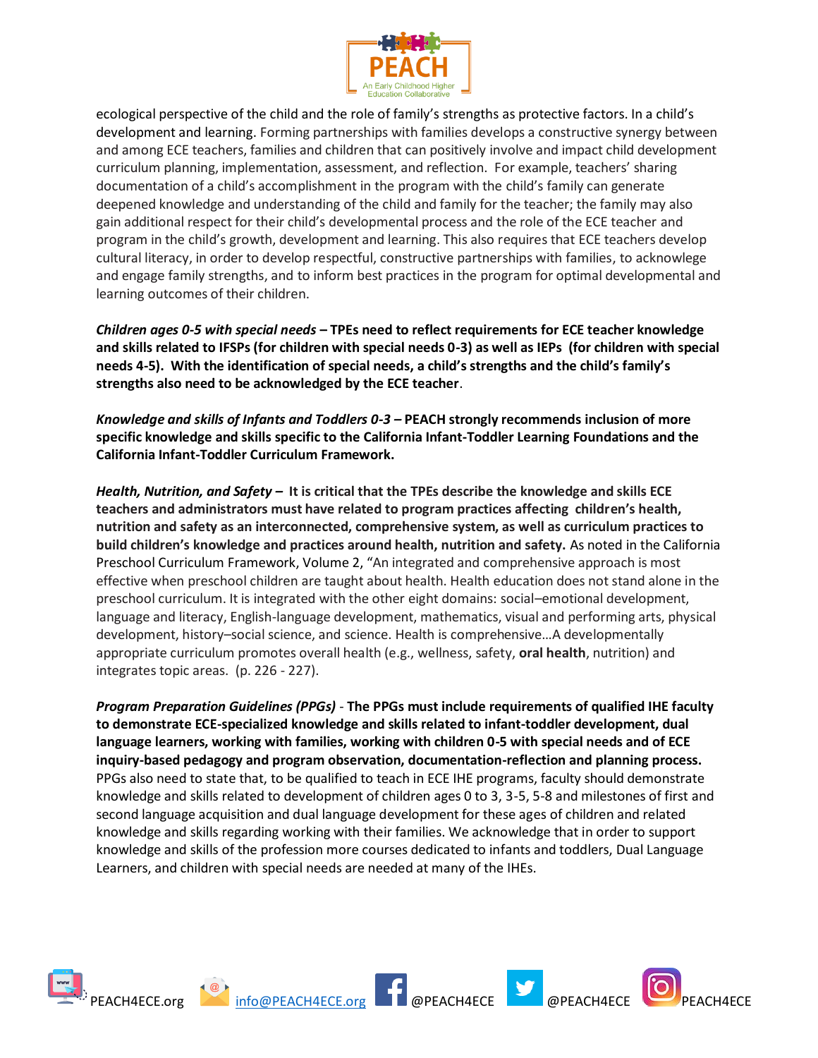ecological perspective of the child and the role of family's strengths as protective factors. In a child's development and learning. Forming partnerships with families develops a constructive synergy between and among ECE teachers, families and children that can positively involve and impact child development curriculum planning, implementation, assessment, and reflection. For example, teachers' sharing documentation of a child's accomplishment in the program with the child's family can generate deepened knowledge and understanding of the child and family for the teacher; the family may also gain additional respect for their child's developmental process and the role of the ECE teacher and program in the child's growth, development and learning. This also requires that ECE teachers develop cultural literacy, in order to develop respectful, constructive partnerships with families, to acknowlege and engage family strengths, and to inform best practices in the program for optimal developmental and learning outcomes of their children.

***Children ages 0-5 with special needs* – TPEs need to reflect requirements for ECE teacher knowledge and skills related to IFSPs (for children with special needs 0-3) as well as IEPs (for children with special needs 4-5). With the identification of special needs, a child's strengths and the child's family's strengths also need to be acknowledged by the ECE teacher**.

***Knowledge and skills of Infants and Toddlers 0-3* – PEACH strongly recommends inclusion of more specific knowledge and skills specific to the California Infant-Toddler Learning Foundations and the California Infant-Toddler Curriculum Framework.**

***Health, Nutrition, and Safety* – It is critical that the TPEs describe the knowledge and skills ECE teachers and administrators must have related to program practices affecting children's health, nutrition and safety as an interconnected, comprehensive system, as well as curriculum practices to build children's knowledge and practices around health, nutrition and safety.** As noted in the California Preschool Curriculum Framework, Volume 2, "An integrated and comprehensive approach is most effective when preschool children are taught about health. Health education does not stand alone in the preschool curriculum. It is integrated with the other eight domains: social–emotional development, language and literacy, English-language development, mathematics, visual and performing arts, physical development, history–social science, and science. Health is comprehensive…A developmentally appropriate curriculum promotes overall health (e.g., wellness, safety, **oral health**, nutrition) and integrates topic areas. (p. 226 - 227).

***Program Preparation Guidelines (PPGs)* - The PPGs must include requirements of qualified IHE faculty to demonstrate ECE-specialized knowledge and skills related to infant-toddler development, dual language learners, working with families, working with children 0-5 with special needs and of ECE inquiry-based pedagogy and program observation, documentation-reflection and planning process.** PPGs also need to state that, to be qualified to teach in ECE IHE programs, faculty should demonstrate knowledge and skills related to development of children ages 0 to 3, 3-5, 5-8 and milestones of first and second language acquisition and dual language development for these ages of children and related knowledge and skills regarding working with their families. We acknowledge that in order to support knowledge and skills of the profession more courses dedicated to infants and toddlers, Dual Language Learners, and children with special needs are needed at many of the IHEs.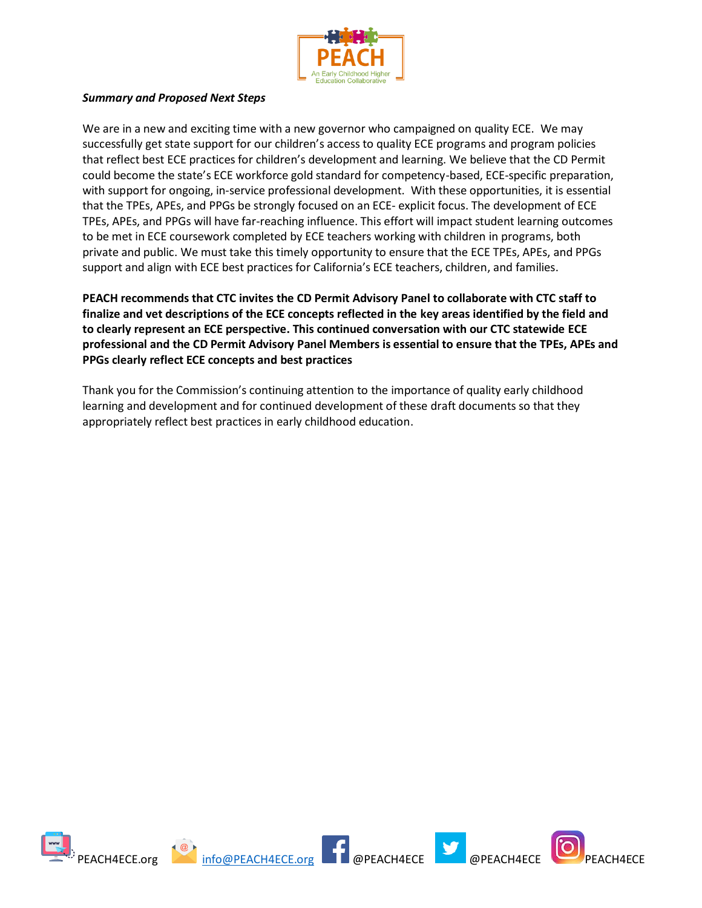***Summary and Proposed Next Steps***

We are in a new and exciting time with a new governor who campaigned on quality ECE. We may successfully get state support for our children's access to quality ECE programs and program policies that reflect best ECE practices for children's development and learning. We believe that the CD Permit could become the state's ECE workforce gold standard for competency-based, ECE-specific preparation, with support for ongoing, in-service professional development. With these opportunities, it is essential that the TPEs, APEs, and PPGs be strongly focused on an ECE- explicit focus. The development of ECE TPEs, APEs, and PPGs will have far-reaching influence. This effort will impact student learning outcomes to be met in ECE coursework completed by ECE teachers working with children in programs, both private and public. We must take this timely opportunity to ensure that the ECE TPEs, APEs, and PPGs support and align with ECE best practices for California's ECE teachers, children, and families.

**PEACH recommends that CTC invites the CD Permit Advisory Panel to collaborate with CTC staff to finalize and vet descriptions of the ECE concepts reflected in the key areas identified by the field and to clearly represent an ECE perspective. This continued conversation with our CTC statewide ECE professional and the CD Permit Advisory Panel Members is essential to ensure that the TPEs, APEs and PPGs clearly reflect ECE concepts and best practices**

Thank you for the Commission's continuing attention to the importance of quality early childhood learning and development and for continued development of these draft documents so that they appropriately reflect best practices in early childhood education.